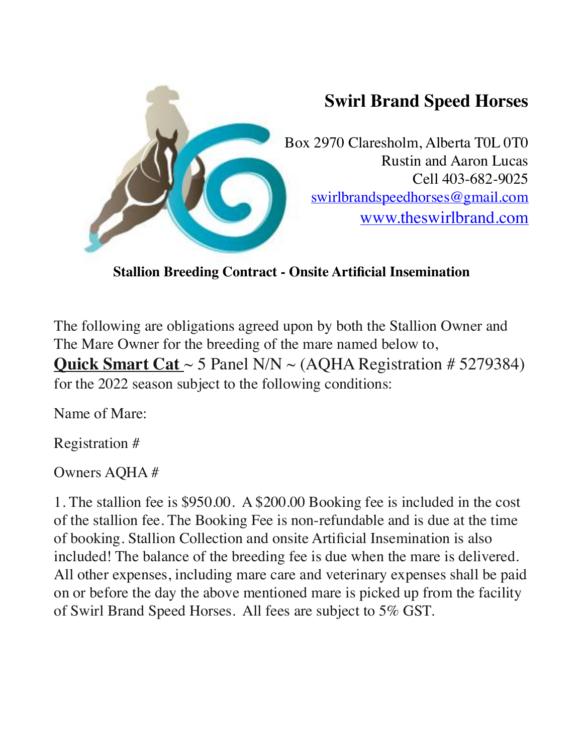# Swirl Brand Speed Horses

Box 2970 Claresholm, Alberta T0L 0T0
Rustin and Aaron Lucas
Cell 403-682-9025
swirlbrandspeedhorses@gmail.com
www.theswirlbrand.com

## Stallion Breeding Contract - Onsite Artificial Insemination

The following are obligations agreed upon by both the Stallion Owner and The Mare Owner for the breeding of the mare named below to,
**Quick Smart Cat** ~ 5 Panel N/N ~ (AQHA Registration # 5279384)
for the 2022 season subject to the following conditions:

Name of Mare:

Registration #

Owners AQHA #

1. The stallion fee is $950.00. A $200.00 Booking fee is included in the cost of the stallion fee. The Booking Fee is non-refundable and is due at the time of booking. Stallion Collection and onsite Artificial Insemination is also included! The balance of the breeding fee is due when the mare is delivered. All other expenses, including mare care and veterinary expenses shall be paid on or before the day the above mentioned mare is picked up from the facility of Swirl Brand Speed Horses. All fees are subject to 5% GST.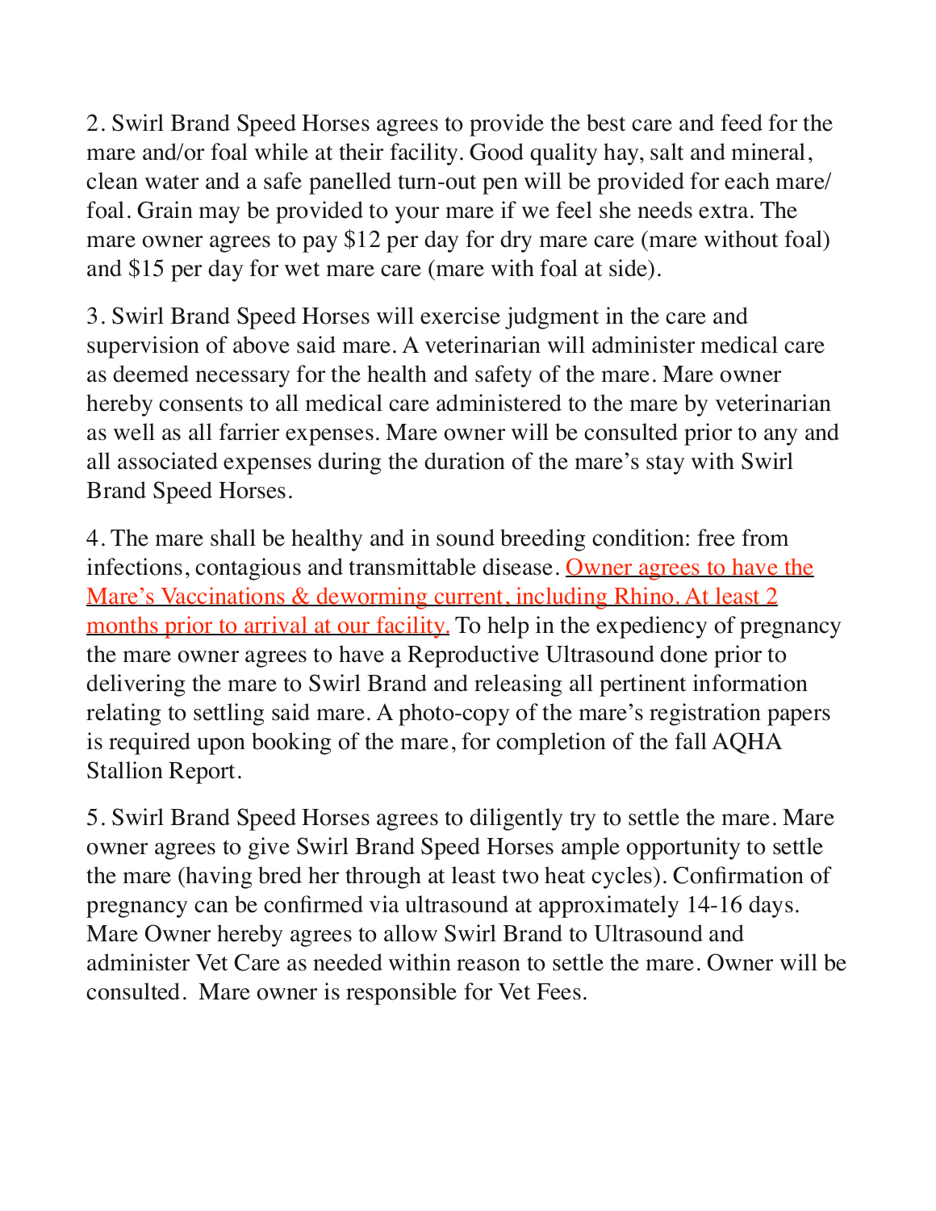2. Swirl Brand Speed Horses agrees to provide the best care and feed for the mare and/or foal while at their facility. Good quality hay, salt and mineral, clean water and a safe panelled turn-out pen will be provided for each mare/ foal. Grain may be provided to your mare if we feel she needs extra. The mare owner agrees to pay $12 per day for dry mare care (mare without foal) and $15 per day for wet mare care (mare with foal at side).

3. Swirl Brand Speed Horses will exercise judgment in the care and supervision of above said mare. A veterinarian will administer medical care as deemed necessary for the health and safety of the mare. Mare owner hereby consents to all medical care administered to the mare by veterinarian as well as all farrier expenses. Mare owner will be consulted prior to any and all associated expenses during the duration of the mare's stay with Swirl Brand Speed Horses.

4. The mare shall be healthy and in sound breeding condition: free from infections, contagious and transmittable disease. Owner agrees to have the Mare's Vaccinations & deworming current, including Rhino. At least 2 months prior to arrival at our facility. To help in the expediency of pregnancy the mare owner agrees to have a Reproductive Ultrasound done prior to delivering the mare to Swirl Brand and releasing all pertinent information relating to settling said mare. A photo-copy of the mare's registration papers is required upon booking of the mare, for completion of the fall AQHA Stallion Report.

5. Swirl Brand Speed Horses agrees to diligently try to settle the mare. Mare owner agrees to give Swirl Brand Speed Horses ample opportunity to settle the mare (having bred her through at least two heat cycles). Confirmation of pregnancy can be confirmed via ultrasound at approximately 14-16 days. Mare Owner hereby agrees to allow Swirl Brand to Ultrasound and administer Vet Care as needed within reason to settle the mare. Owner will be consulted. Mare owner is responsible for Vet Fees.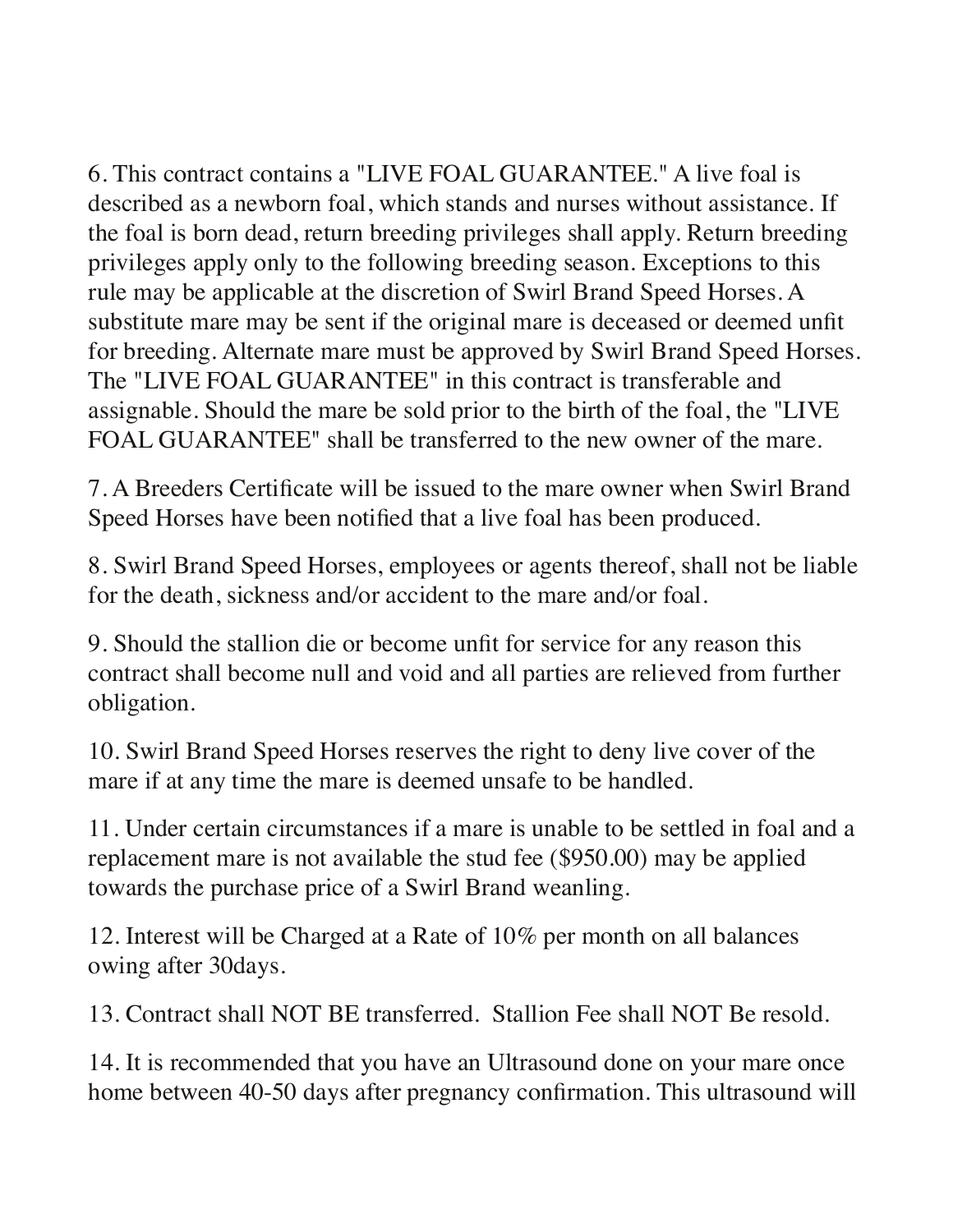6. This contract contains a "LIVE FOAL GUARANTEE." A live foal is described as a newborn foal, which stands and nurses without assistance. If the foal is born dead, return breeding privileges shall apply. Return breeding privileges apply only to the following breeding season. Exceptions to this rule may be applicable at the discretion of Swirl Brand Speed Horses. A substitute mare may be sent if the original mare is deceased or deemed unfit for breeding. Alternate mare must be approved by Swirl Brand Speed Horses. The "LIVE FOAL GUARANTEE" in this contract is transferable and assignable. Should the mare be sold prior to the birth of the foal, the "LIVE FOAL GUARANTEE" shall be transferred to the new owner of the mare.

7. A Breeders Certificate will be issued to the mare owner when Swirl Brand Speed Horses have been notified that a live foal has been produced.

8. Swirl Brand Speed Horses, employees or agents thereof, shall not be liable for the death, sickness and/or accident to the mare and/or foal.

9. Should the stallion die or become unfit for service for any reason this contract shall become null and void and all parties are relieved from further obligation.

10. Swirl Brand Speed Horses reserves the right to deny live cover of the mare if at any time the mare is deemed unsafe to be handled.

11. Under certain circumstances if a mare is unable to be settled in foal and a replacement mare is not available the stud fee ($950.00) may be applied towards the purchase price of a Swirl Brand weanling.

12. Interest will be Charged at a Rate of 10% per month on all balances owing after 30days.

13. Contract shall NOT BE transferred. Stallion Fee shall NOT Be resold.

14. It is recommended that you have an Ultrasound done on your mare once home between 40-50 days after pregnancy confirmation. This ultrasound will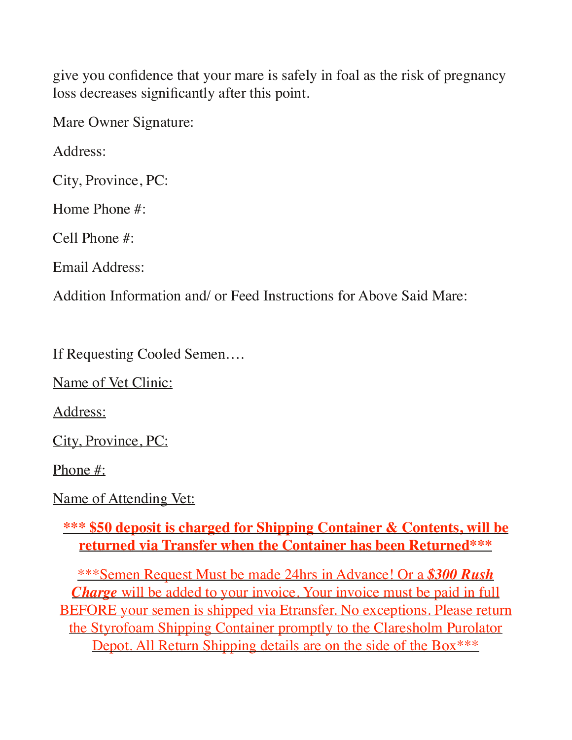give you confidence that your mare is safely in foal as the risk of pregnancy loss decreases significantly after this point.

Mare Owner Signature:

Address:

City, Province, PC:

Home Phone #:

Cell Phone #:

Email Address:

Addition Information and/ or Feed Instructions for Above Said Mare:

If Requesting Cooled Semen….

<u>Name of Vet Clinic:</u>

<u>Address:</u>

<u>City, Province, PC:</u>

<u>Phone #:</u>

<u>Name of Attending Vet:</u>

**<u>*** $50 deposit is charged for Shipping Container & Contents, will be returned via Transfer when the Container has been Returned***</u>**

<u>***Semen Request Must be made 24hrs in Advance! Or a ***$300 Rush Charge*** will be added to your invoice. Your invoice must be paid in full BEFORE your semen is shipped via Etransfer. No exceptions. Please return the Styrofoam Shipping Container promptly to the Claresholm Purolator Depot. All Return Shipping details are on the side of the Box***</u>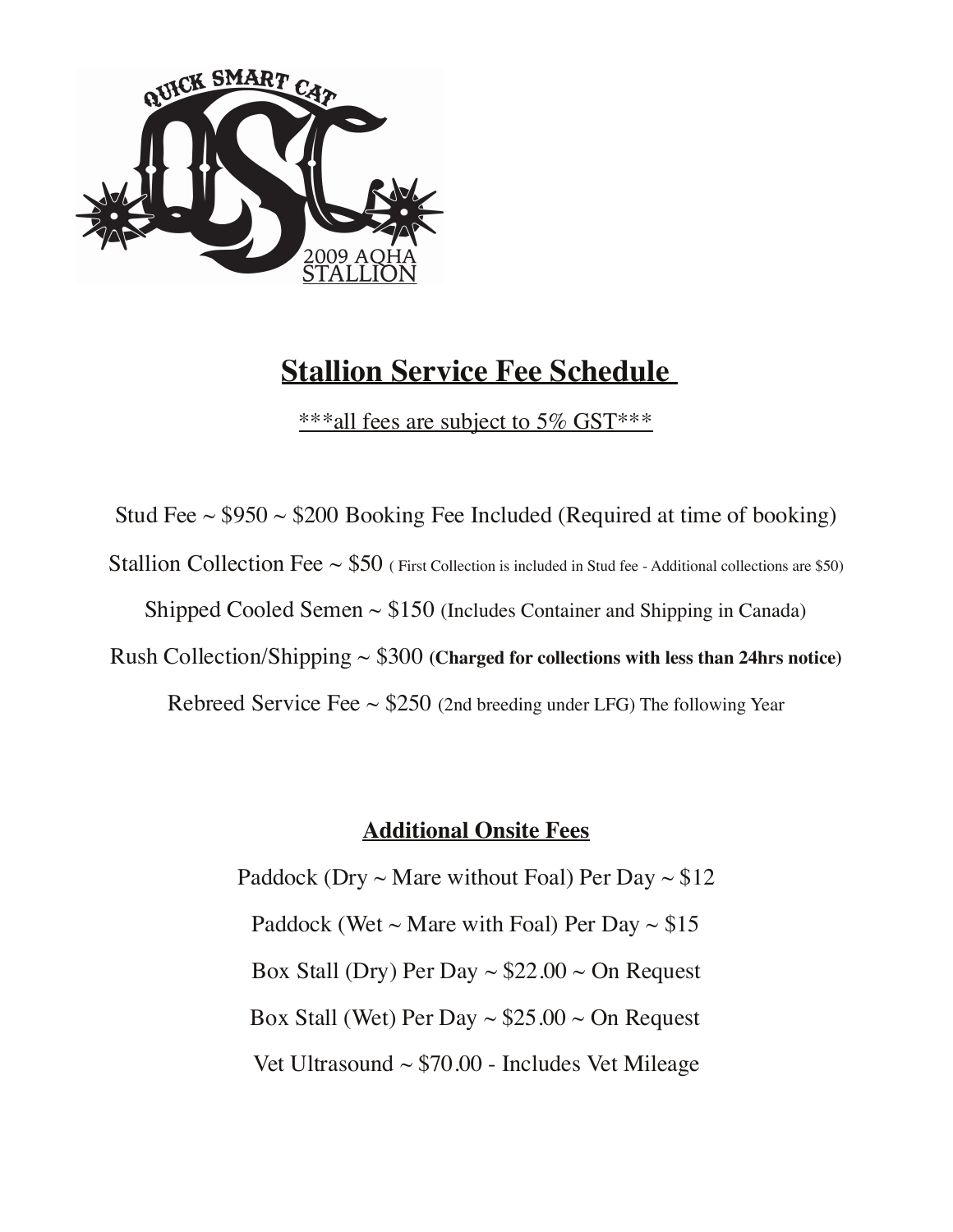QUICK SMART CAT

QSC

2009 AQHA
STALLION

# Stallion Service Fee Schedule

***all fees are subject to 5% GST***

Stud Fee ~ $950 ~ $200 Booking Fee Included (Required at time of booking)

Stallion Collection Fee ~ $50 ( First Collection is included in Stud fee - Additional collections are $50)

Shipped Cooled Semen ~ $150 (Includes Container and Shipping in Canada)

Rush Collection/Shipping ~ $300 **(Charged for collections with less than 24hrs notice)**

Rebreed Service Fee ~ $250 (2nd breeding under LFG) The following Year

## Additional Onsite Fees

Paddock (Dry ~ Mare without Foal) Per Day ~ $12

Paddock (Wet ~ Mare with Foal) Per Day ~ $15

Box Stall (Dry) Per Day ~ $22.00 ~ On Request

Box Stall (Wet) Per Day ~ $25.00 ~ On Request

Vet Ultrasound ~ $70.00 - Includes Vet Mileage